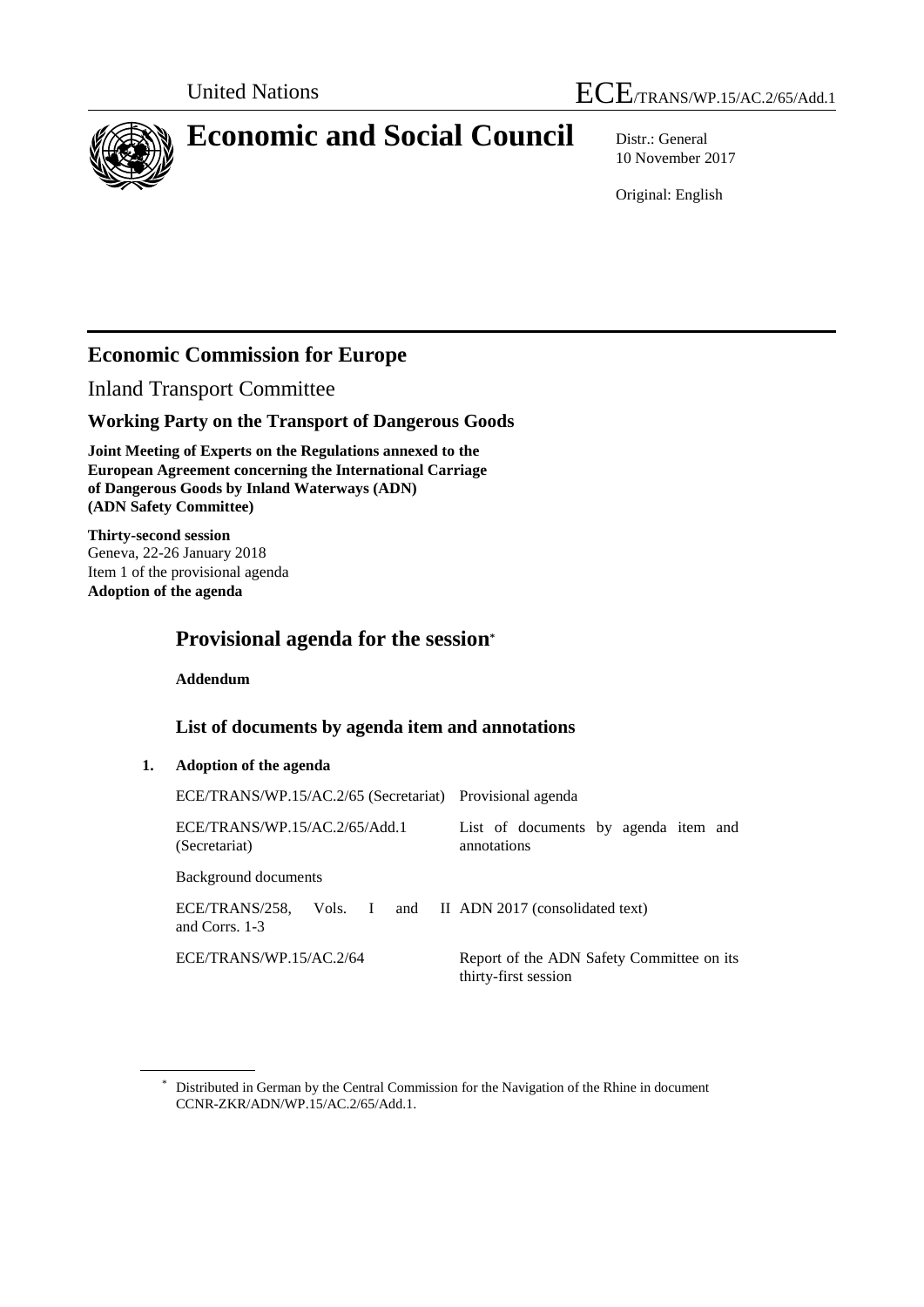United Nations ECE/TRANS/WP.15/AC.2/65/Add.1

# Economic and Social Council

Distr.: General
10 November 2017

Original: English

## Economic Commission for Europe

Inland Transport Committee

### Working Party on the Transport of Dangerous Goods

**Joint Meeting of Experts on the Regulations annexed to the European Agreement concerning the International Carriage of Dangerous Goods by Inland Waterways (ADN) (ADN Safety Committee)**

**Thirty-second session**
Geneva, 22-26 January 2018
Item 1 of the provisional agenda
**Adoption of the agenda**

## Provisional agenda for the session*

**Addendum**

### List of documents by agenda item and annotations

**1. Adoption of the agenda**

| | |
|---|---|
| ECE/TRANS/WP.15/AC.2/65 (Secretariat) | Provisional agenda |
| ECE/TRANS/WP.15/AC.2/65/Add.1 (Secretariat) | List of documents by agenda item and annotations |

Background documents

| | |
|---|---|
| ECE/TRANS/258, Vols. I and II and Corrs. 1-3 | ADN 2017 (consolidated text) |
| ECE/TRANS/WP.15/AC.2/64 | Report of the ADN Safety Committee on its thirty-first session |

* Distributed in German by the Central Commission for the Navigation of the Rhine in document CCNR-ZKR/ADN/WP.15/AC.2/65/Add.1.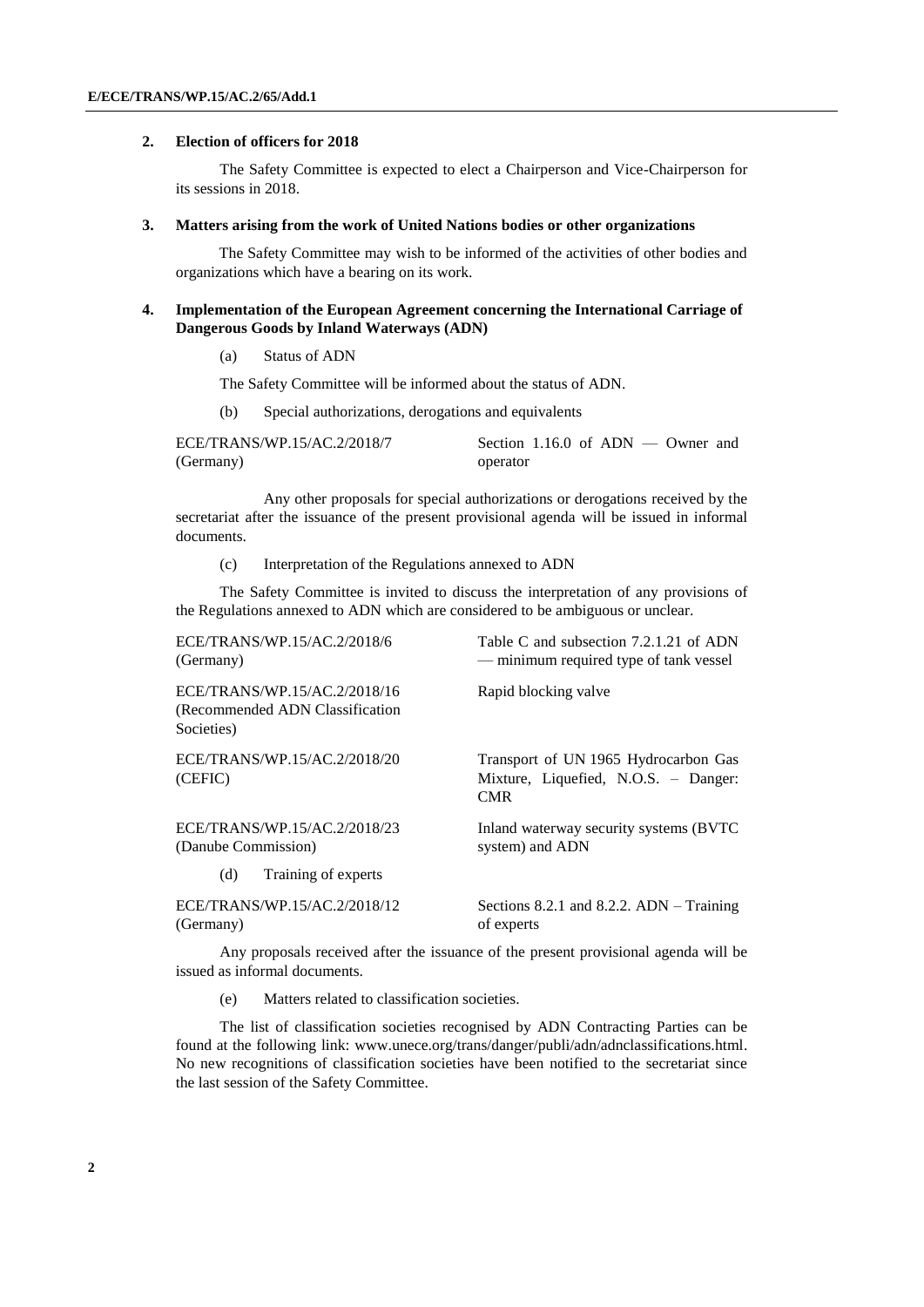## 2. Election of officers for 2018

The Safety Committee is expected to elect a Chairperson and Vice-Chairperson for its sessions in 2018.

## 3. Matters arising from the work of United Nations bodies or other organizations

The Safety Committee may wish to be informed of the activities of other bodies and organizations which have a bearing on its work.

## 4. Implementation of the European Agreement concerning the International Carriage of Dangerous Goods by Inland Waterways (ADN)

(a) Status of ADN

The Safety Committee will be informed about the status of ADN.

(b) Special authorizations, derogations and equivalents

| | |
|---|---|
| ECE/TRANS/WP.15/AC.2/2018/7 (Germany) | Section 1.16.0 of ADN — Owner and operator |

Any other proposals for special authorizations or derogations received by the secretariat after the issuance of the present provisional agenda will be issued in informal documents.

(c) Interpretation of the Regulations annexed to ADN

The Safety Committee is invited to discuss the interpretation of any provisions of the Regulations annexed to ADN which are considered to be ambiguous or unclear.

| | |
|---|---|
| ECE/TRANS/WP.15/AC.2/2018/6 (Germany) | Table C and subsection 7.2.1.21 of ADN — minimum required type of tank vessel |
| ECE/TRANS/WP.15/AC.2/2018/16 (Recommended ADN Classification Societies) | Rapid blocking valve |
| ECE/TRANS/WP.15/AC.2/2018/20 (CEFIC) | Transport of UN 1965 Hydrocarbon Gas Mixture, Liquefied, N.O.S. – Danger: CMR |
| ECE/TRANS/WP.15/AC.2/2018/23 (Danube Commission) | Inland waterway security systems (BVTC system) and ADN |

(d) Training of experts

| | |
|---|---|
| ECE/TRANS/WP.15/AC.2/2018/12 (Germany) | Sections 8.2.1 and 8.2.2. ADN – Training of experts |

Any proposals received after the issuance of the present provisional agenda will be issued as informal documents.

(e) Matters related to classification societies.

The list of classification societies recognised by ADN Contracting Parties can be found at the following link: www.unece.org/trans/danger/publi/adn/adnclassifications.html. No new recognitions of classification societies have been notified to the secretariat since the last session of the Safety Committee.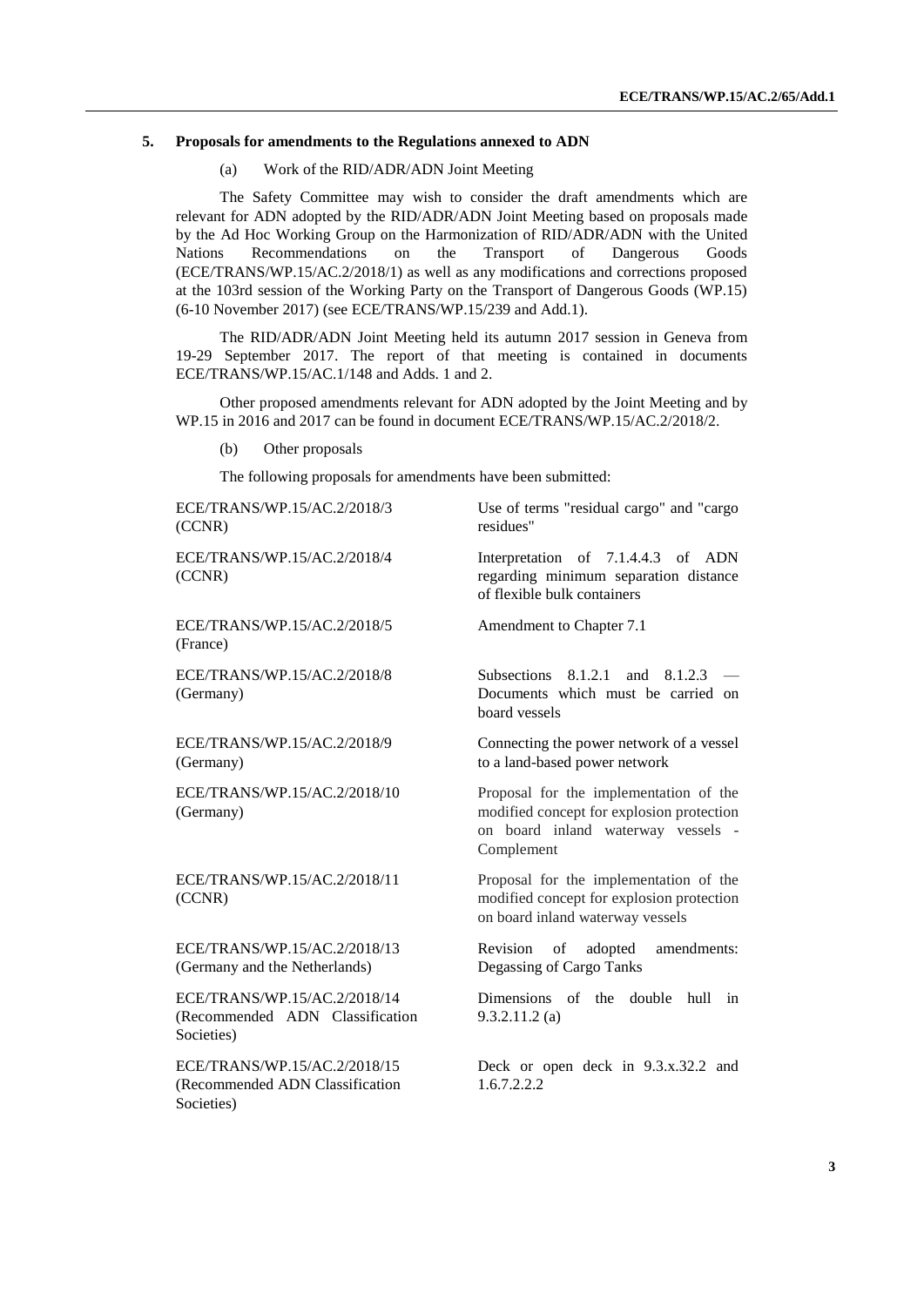## 5. Proposals for amendments to the Regulations annexed to ADN

### (a) Work of the RID/ADR/ADN Joint Meeting

The Safety Committee may wish to consider the draft amendments which are relevant for ADN adopted by the RID/ADR/ADN Joint Meeting based on proposals made by the Ad Hoc Working Group on the Harmonization of RID/ADR/ADN with the United Nations Recommendations on the Transport of Dangerous Goods (ECE/TRANS/WP.15/AC.2/2018/1) as well as any modifications and corrections proposed at the 103rd session of the Working Party on the Transport of Dangerous Goods (WP.15) (6-10 November 2017) (see ECE/TRANS/WP.15/239 and Add.1).

The RID/ADR/ADN Joint Meeting held its autumn 2017 session in Geneva from 19-29 September 2017. The report of that meeting is contained in documents ECE/TRANS/WP.15/AC.1/148 and Adds. 1 and 2.

Other proposed amendments relevant for ADN adopted by the Joint Meeting and by WP.15 in 2016 and 2017 can be found in document ECE/TRANS/WP.15/AC.2/2018/2.

### (b) Other proposals

The following proposals for amendments have been submitted:

| | |
|---|---|
| ECE/TRANS/WP.15/AC.2/2018/3 (CCNR) | Use of terms "residual cargo" and "cargo residues" |
| ECE/TRANS/WP.15/AC.2/2018/4 (CCNR) | Interpretation of 7.1.4.4.3 of ADN regarding minimum separation distance of flexible bulk containers |
| ECE/TRANS/WP.15/AC.2/2018/5 (France) | Amendment to Chapter 7.1 |
| ECE/TRANS/WP.15/AC.2/2018/8 (Germany) | Subsections 8.1.2.1 and 8.1.2.3 — Documents which must be carried on board vessels |
| ECE/TRANS/WP.15/AC.2/2018/9 (Germany) | Connecting the power network of a vessel to a land-based power network |
| ECE/TRANS/WP.15/AC.2/2018/10 (Germany) | Proposal for the implementation of the modified concept for explosion protection on board inland waterway vessels - Complement |
| ECE/TRANS/WP.15/AC.2/2018/11 (CCNR) | Proposal for the implementation of the modified concept for explosion protection on board inland waterway vessels |
| ECE/TRANS/WP.15/AC.2/2018/13 (Germany and the Netherlands) | Revision of adopted amendments: Degassing of Cargo Tanks |
| ECE/TRANS/WP.15/AC.2/2018/14 (Recommended ADN Classification Societies) | Dimensions of the double hull in 9.3.2.11.2 (a) |
| ECE/TRANS/WP.15/AC.2/2018/15 (Recommended ADN Classification Societies) | Deck or open deck in 9.3.x.32.2 and 1.6.7.2.2.2 |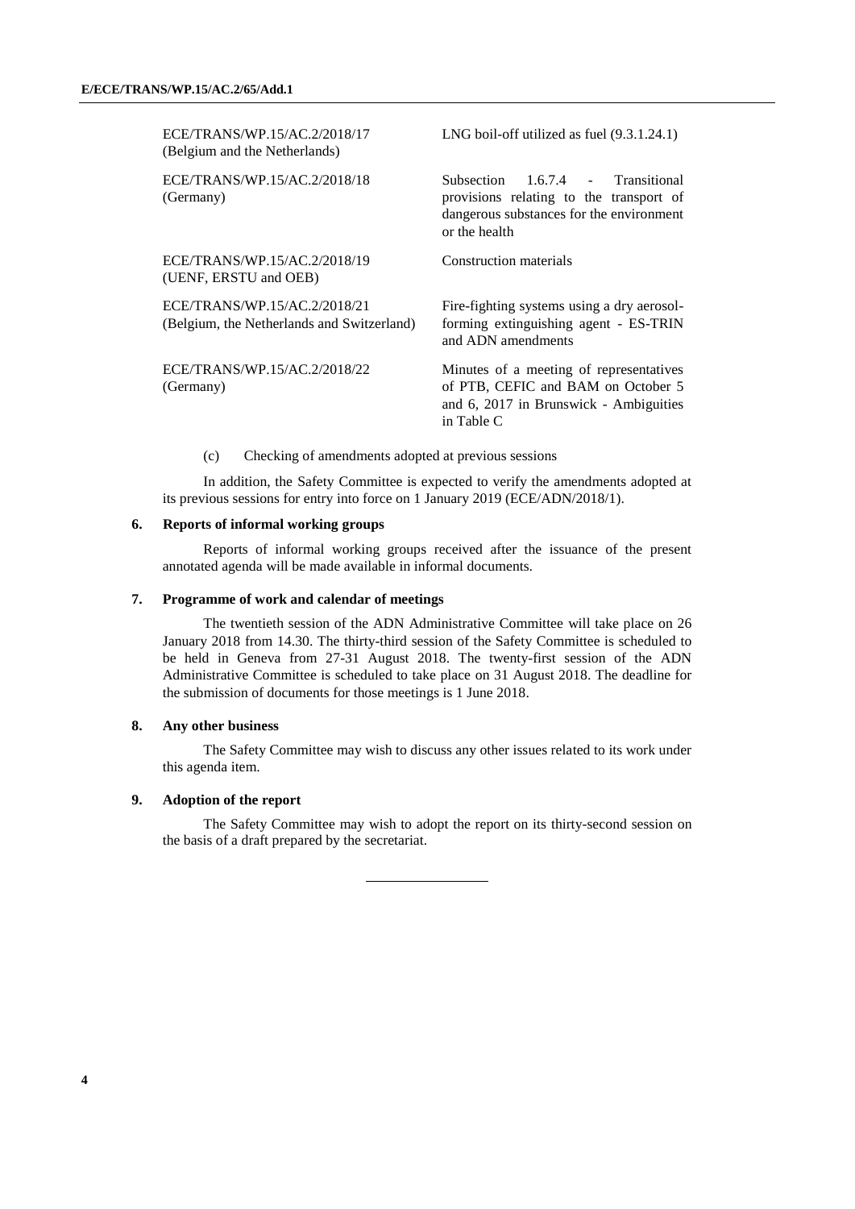| | |
|---|---|
| ECE/TRANS/WP.15/AC.2/2018/17 (Belgium and the Netherlands) | LNG boil-off utilized as fuel (9.3.1.24.1) |
| ECE/TRANS/WP.15/AC.2/2018/18 (Germany) | Subsection 1.6.7.4 - Transitional provisions relating to the transport of dangerous substances for the environment or the health |
| ECE/TRANS/WP.15/AC.2/2018/19 (UENF, ERSTU and OEB) | Construction materials |
| ECE/TRANS/WP.15/AC.2/2018/21 (Belgium, the Netherlands and Switzerland) | Fire-fighting systems using a dry aerosol-forming extinguishing agent - ES-TRIN and ADN amendments |
| ECE/TRANS/WP.15/AC.2/2018/22 (Germany) | Minutes of a meeting of representatives of PTB, CEFIC and BAM on October 5 and 6, 2017 in Brunswick - Ambiguities in Table C |

(c) Checking of amendments adopted at previous sessions

In addition, the Safety Committee is expected to verify the amendments adopted at its previous sessions for entry into force on 1 January 2019 (ECE/ADN/2018/1).

## 6. Reports of informal working groups

Reports of informal working groups received after the issuance of the present annotated agenda will be made available in informal documents.

## 7. Programme of work and calendar of meetings

The twentieth session of the ADN Administrative Committee will take place on 26 January 2018 from 14.30. The thirty-third session of the Safety Committee is scheduled to be held in Geneva from 27-31 August 2018. The twenty-first session of the ADN Administrative Committee is scheduled to take place on 31 August 2018. The deadline for the submission of documents for those meetings is 1 June 2018.

## 8. Any other business

The Safety Committee may wish to discuss any other issues related to its work under this agenda item.

## 9. Adoption of the report

The Safety Committee may wish to adopt the report on its thirty-second session on the basis of a draft prepared by the secretariat.